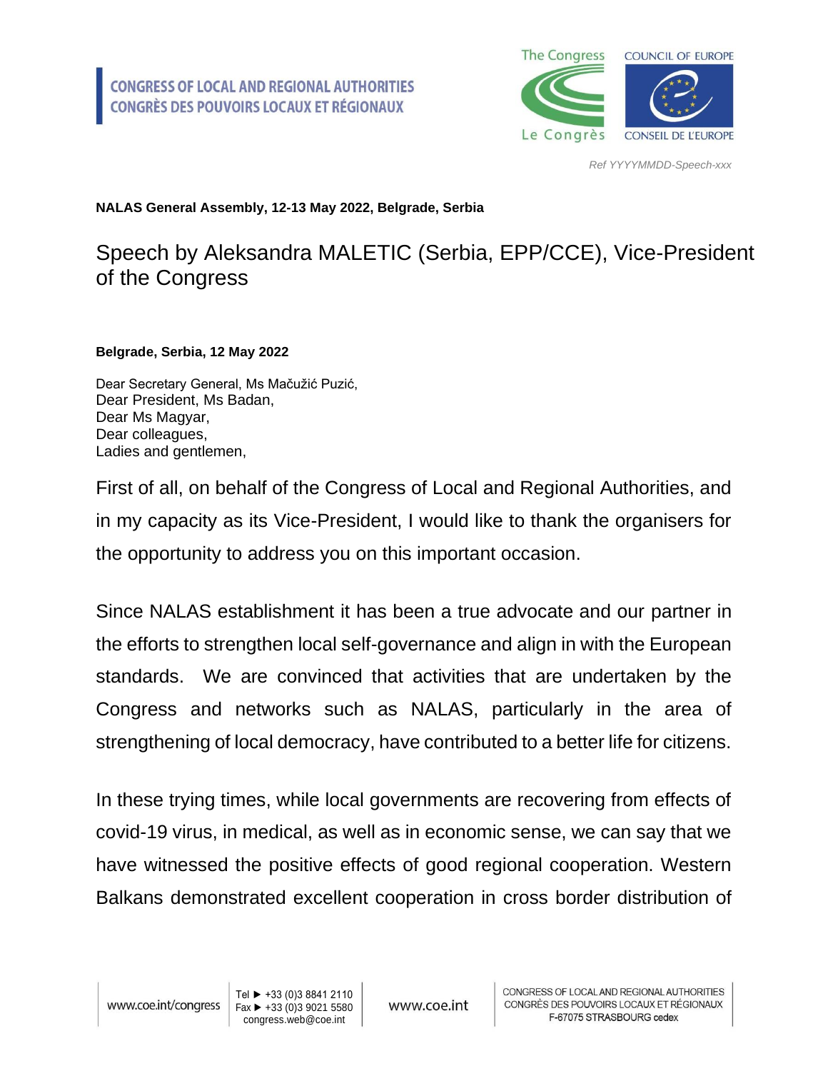CONGRESS OF LOCAL AND REGIONAL AUTHORITIES
CONGRÈS DES POUVOIRS LOCAUX ET RÉGIONAUX

*Ref YYYYMMDD-Speech-xxx*

**NALAS General Assembly, 12-13 May 2022, Belgrade, Serbia**

# Speech by Aleksandra MALETIC (Serbia, EPP/CCE), Vice-President of the Congress

**Belgrade, Serbia, 12 May 2022**

Dear Secretary General, Ms Mačužić Puzić,
Dear President, Ms Badan,
Dear Ms Magyar,
Dear colleagues,
Ladies and gentlemen,

First of all, on behalf of the Congress of Local and Regional Authorities, and in my capacity as its Vice-President, I would like to thank the organisers for the opportunity to address you on this important occasion.

Since NALAS establishment it has been a true advocate and our partner in the efforts to strengthen local self-governance and align in with the European standards. We are convinced that activities that are undertaken by the Congress and networks such as NALAS, particularly in the area of strengthening of local democracy, have contributed to a better life for citizens.

In these trying times, while local governments are recovering from effects of covid-19 virus, in medical, as well as in economic sense, we can say that we have witnessed the positive effects of good regional cooperation. Western Balkans demonstrated excellent cooperation in cross border distribution of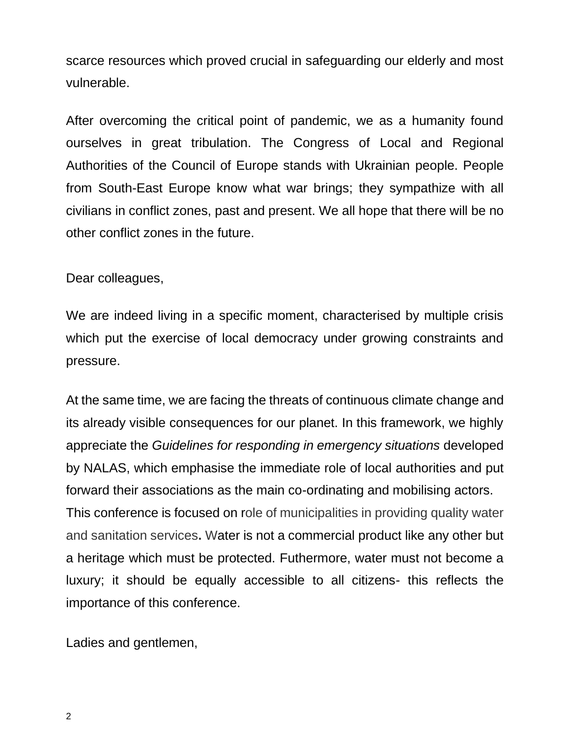scarce resources which proved crucial in safeguarding our elderly and most vulnerable.

After overcoming the critical point of pandemic, we as a humanity found ourselves in great tribulation. The Congress of Local and Regional Authorities of the Council of Europe stands with Ukrainian people. People from South-East Europe know what war brings; they sympathize with all civilians in conflict zones, past and present. We all hope that there will be no other conflict zones in the future.

Dear colleagues,

We are indeed living in a specific moment, characterised by multiple crisis which put the exercise of local democracy under growing constraints and pressure.

At the same time, we are facing the threats of continuous climate change and its already visible consequences for our planet. In this framework, we highly appreciate the *Guidelines for responding in emergency situations* developed by NALAS, which emphasise the immediate role of local authorities and put forward their associations as the main co-ordinating and mobilising actors.

This conference is focused on role of municipalities in providing quality water and sanitation services**.** Water is not a commercial product like any other but a heritage which must be protected. Futhermore, water must not become a luxury; it should be equally accessible to all citizens- this reflects the importance of this conference.

Ladies and gentlemen,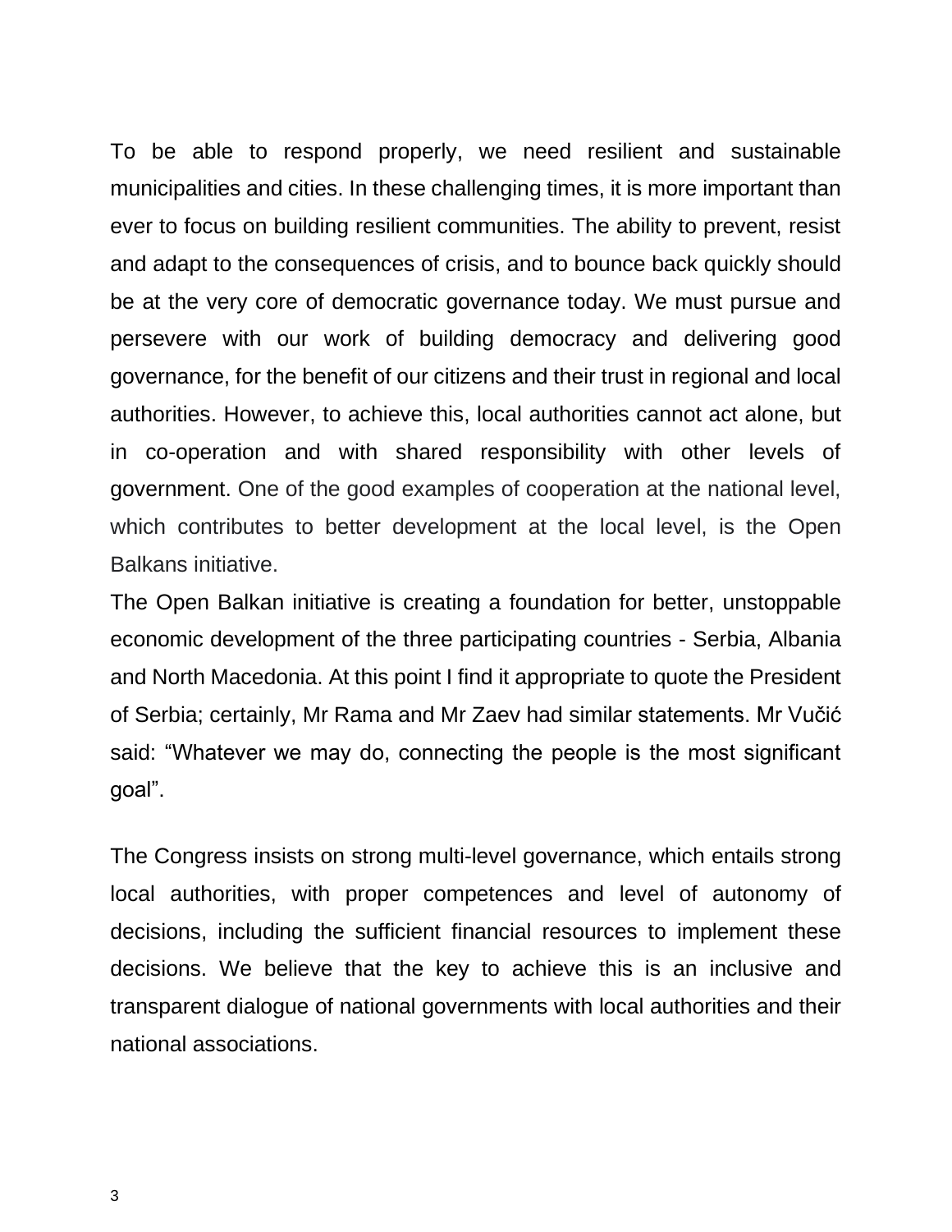To be able to respond properly, we need resilient and sustainable municipalities and cities. In these challenging times, it is more important than ever to focus on building resilient communities. The ability to prevent, resist and adapt to the consequences of crisis, and to bounce back quickly should be at the very core of democratic governance today. We must pursue and persevere with our work of building democracy and delivering good governance, for the benefit of our citizens and their trust in regional and local authorities. However, to achieve this, local authorities cannot act alone, but in co-operation and with shared responsibility with other levels of government. One of the good examples of cooperation at the national level, which contributes to better development at the local level, is the Open Balkans initiative.

The Open Balkan initiative is creating a foundation for better, unstoppable economic development of the three participating countries - Serbia, Albania and North Macedonia. At this point I find it appropriate to quote the President of Serbia; certainly, Mr Rama and Mr Zaev had similar statements. Mr Vučić said: "Whatever we may do, connecting the people is the most significant goal".

The Congress insists on strong multi-level governance, which entails strong local authorities, with proper competences and level of autonomy of decisions, including the sufficient financial resources to implement these decisions. We believe that the key to achieve this is an inclusive and transparent dialogue of national governments with local authorities and their national associations.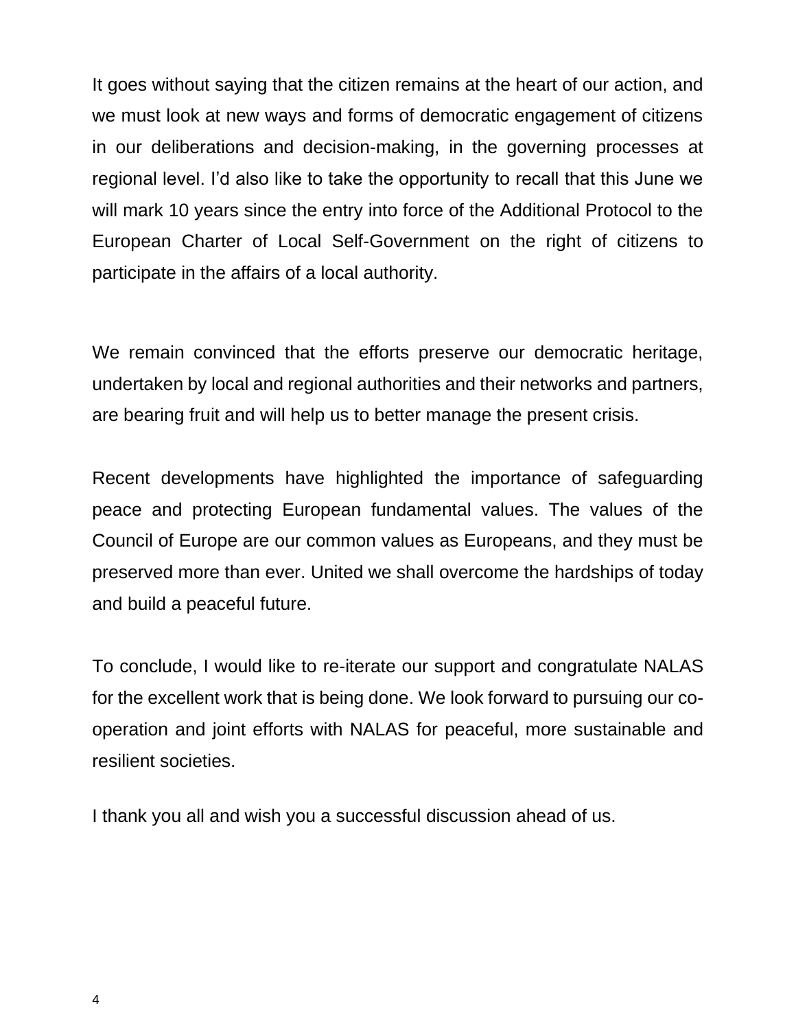It goes without saying that the citizen remains at the heart of our action, and we must look at new ways and forms of democratic engagement of citizens in our deliberations and decision-making, in the governing processes at regional level. I'd also like to take the opportunity to recall that this June we will mark 10 years since the entry into force of the Additional Protocol to the European Charter of Local Self-Government on the right of citizens to participate in the affairs of a local authority.

We remain convinced that the efforts preserve our democratic heritage, undertaken by local and regional authorities and their networks and partners, are bearing fruit and will help us to better manage the present crisis.

Recent developments have highlighted the importance of safeguarding peace and protecting European fundamental values. The values of the Council of Europe are our common values as Europeans, and they must be preserved more than ever. United we shall overcome the hardships of today and build a peaceful future.

To conclude, I would like to re-iterate our support and congratulate NALAS for the excellent work that is being done. We look forward to pursuing our co-operation and joint efforts with NALAS for peaceful, more sustainable and resilient societies.

I thank you all and wish you a successful discussion ahead of us.